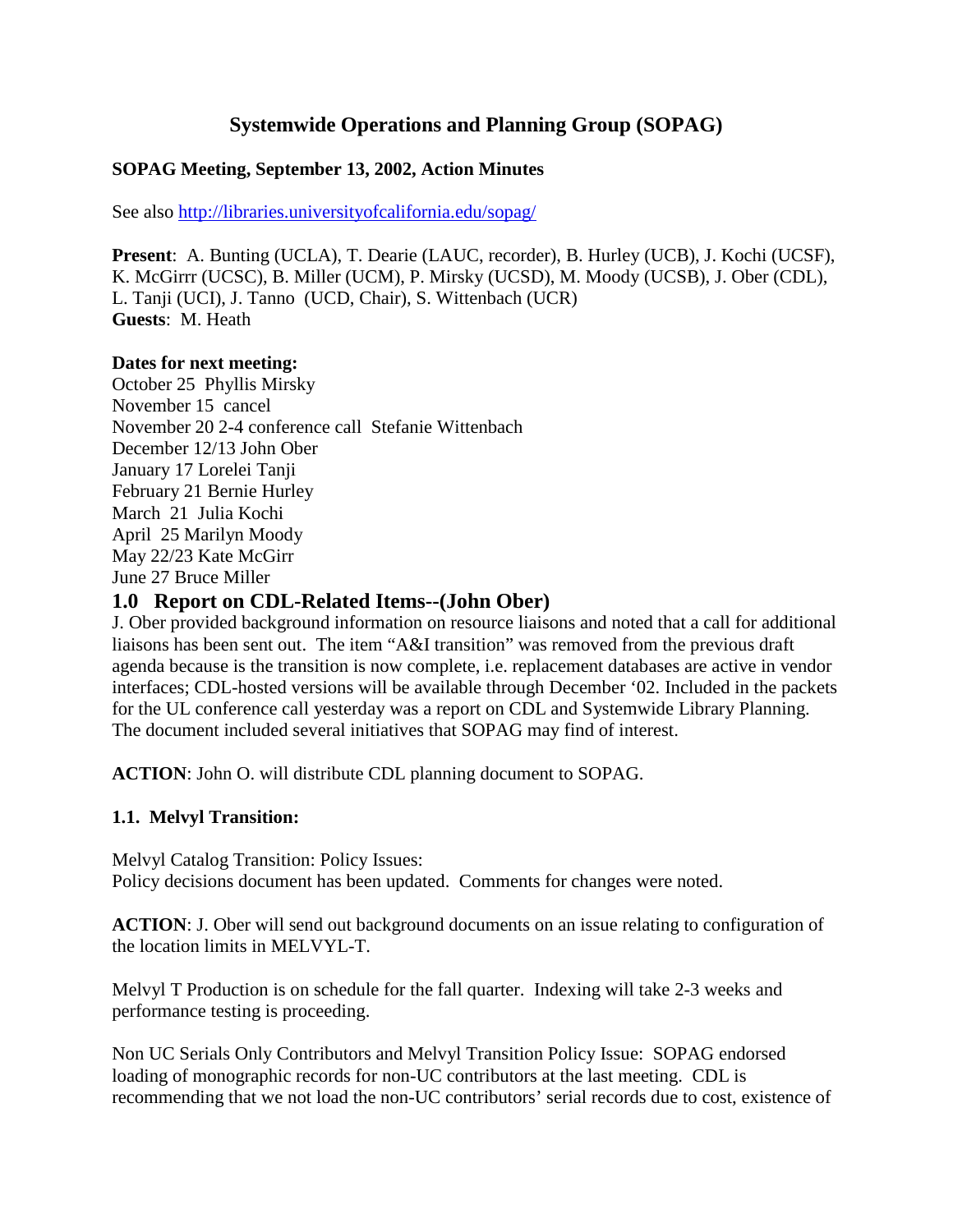# Systemwide Operations and Planning Group (SOPAG)

**SOPAG Meeting, September 13, 2002, Action Minutes**

See also http://libraries.universityofcalifornia.edu/sopag/

**Present**: A. Bunting (UCLA), T. Dearie (LAUC, recorder), B. Hurley (UCB), J. Kochi (UCSF), K. McGirrr (UCSC), B. Miller (UCM), P. Mirsky (UCSD), M. Moody (UCSB), J. Ober (CDL), L. Tanji (UCI), J. Tanno (UCD, Chair), S. Wittenbach (UCR)
**Guests**: M. Heath

**Dates for next meeting:**
October 25 Phyllis Mirsky
November 15 cancel
November 20 2-4 conference call Stefanie Wittenbach
December 12/13 John Ober
January 17 Lorelei Tanji
February 21 Bernie Hurley
March 21 Julia Kochi
April 25 Marilyn Moody
May 22/23 Kate McGirr
June 27 Bruce Miller

## 1.0 Report on CDL-Related Items--(John Ober)

J. Ober provided background information on resource liaisons and noted that a call for additional liaisons has been sent out. The item "A&I transition" was removed from the previous draft agenda because is the transition is now complete, i.e. replacement databases are active in vendor interfaces; CDL-hosted versions will be available through December '02. Included in the packets for the UL conference call yesterday was a report on CDL and Systemwide Library Planning. The document included several initiatives that SOPAG may find of interest.

**ACTION**: John O. will distribute CDL planning document to SOPAG.

### 1.1. Melvyl Transition:

Melvyl Catalog Transition: Policy Issues:
Policy decisions document has been updated. Comments for changes were noted.

**ACTION**: J. Ober will send out background documents on an issue relating to configuration of the location limits in MELVYL-T.

Melvyl T Production is on schedule for the fall quarter. Indexing will take 2-3 weeks and performance testing is proceeding.

Non UC Serials Only Contributors and Melvyl Transition Policy Issue: SOPAG endorsed loading of monographic records for non-UC contributors at the last meeting. CDL is recommending that we not load the non-UC contributors' serial records due to cost, existence of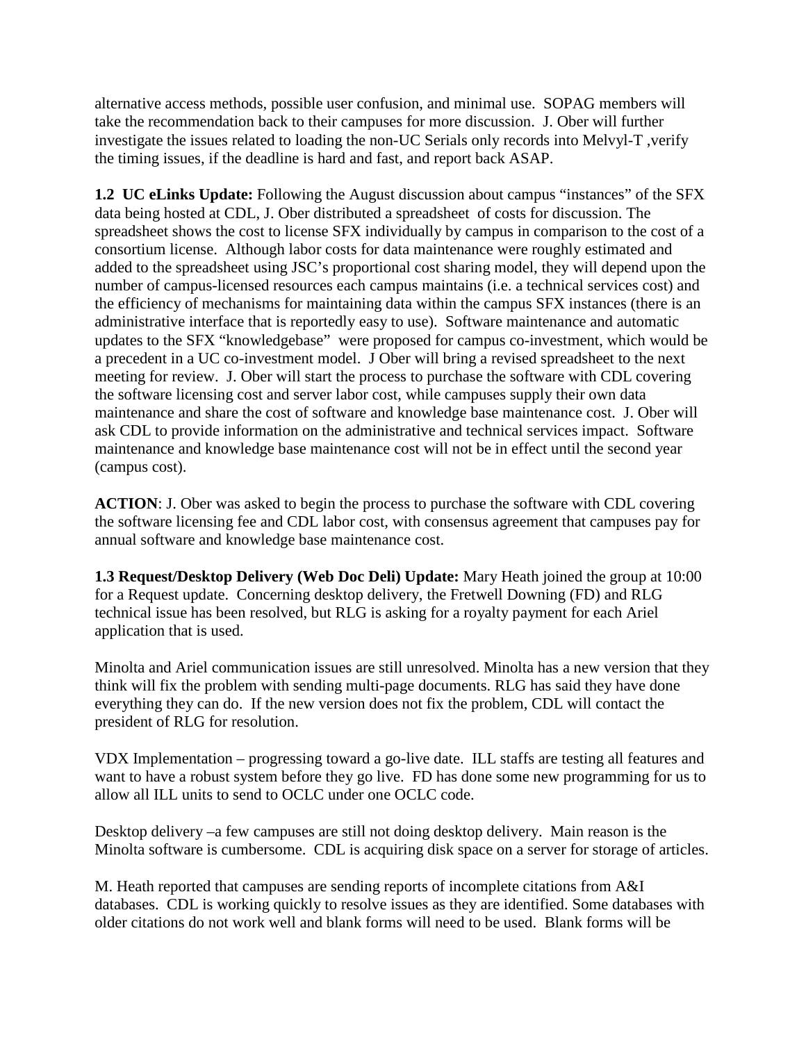alternative access methods, possible user confusion, and minimal use. SOPAG members will take the recommendation back to their campuses for more discussion. J. Ober will further investigate the issues related to loading the non-UC Serials only records into Melvyl-T ,verify the timing issues, if the deadline is hard and fast, and report back ASAP.

**1.2 UC eLinks Update:** Following the August discussion about campus "instances" of the SFX data being hosted at CDL, J. Ober distributed a spreadsheet of costs for discussion. The spreadsheet shows the cost to license SFX individually by campus in comparison to the cost of a consortium license. Although labor costs for data maintenance were roughly estimated and added to the spreadsheet using JSC's proportional cost sharing model, they will depend upon the number of campus-licensed resources each campus maintains (i.e. a technical services cost) and the efficiency of mechanisms for maintaining data within the campus SFX instances (there is an administrative interface that is reportedly easy to use). Software maintenance and automatic updates to the SFX "knowledgebase" were proposed for campus co-investment, which would be a precedent in a UC co-investment model. J Ober will bring a revised spreadsheet to the next meeting for review. J. Ober will start the process to purchase the software with CDL covering the software licensing cost and server labor cost, while campuses supply their own data maintenance and share the cost of software and knowledge base maintenance cost. J. Ober will ask CDL to provide information on the administrative and technical services impact. Software maintenance and knowledge base maintenance cost will not be in effect until the second year (campus cost).

**ACTION**: J. Ober was asked to begin the process to purchase the software with CDL covering the software licensing fee and CDL labor cost, with consensus agreement that campuses pay for annual software and knowledge base maintenance cost.

**1.3 Request/Desktop Delivery (Web Doc Deli) Update:** Mary Heath joined the group at 10:00 for a Request update. Concerning desktop delivery, the Fretwell Downing (FD) and RLG technical issue has been resolved, but RLG is asking for a royalty payment for each Ariel application that is used.

Minolta and Ariel communication issues are still unresolved. Minolta has a new version that they think will fix the problem with sending multi-page documents. RLG has said they have done everything they can do. If the new version does not fix the problem, CDL will contact the president of RLG for resolution.

VDX Implementation – progressing toward a go-live date. ILL staffs are testing all features and want to have a robust system before they go live. FD has done some new programming for us to allow all ILL units to send to OCLC under one OCLC code.

Desktop delivery –a few campuses are still not doing desktop delivery. Main reason is the Minolta software is cumbersome. CDL is acquiring disk space on a server for storage of articles.

M. Heath reported that campuses are sending reports of incomplete citations from A&I databases. CDL is working quickly to resolve issues as they are identified. Some databases with older citations do not work well and blank forms will need to be used. Blank forms will be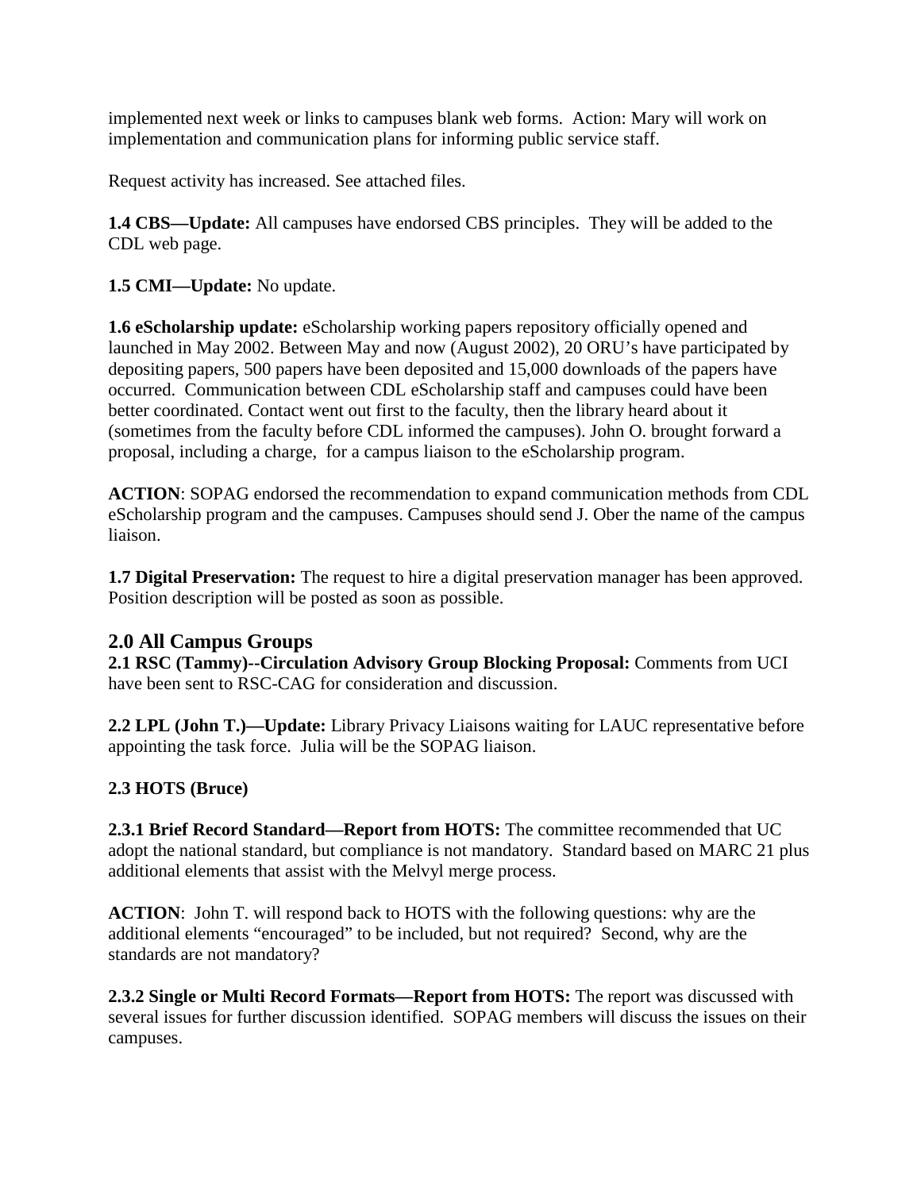implemented next week or links to campuses blank web forms. Action: Mary will work on implementation and communication plans for informing public service staff.

Request activity has increased. See attached files.

**1.4 CBS—Update:** All campuses have endorsed CBS principles. They will be added to the CDL web page.

**1.5 CMI—Update:** No update.

**1.6 eScholarship update:** eScholarship working papers repository officially opened and launched in May 2002. Between May and now (August 2002), 20 ORU's have participated by depositing papers, 500 papers have been deposited and 15,000 downloads of the papers have occurred. Communication between CDL eScholarship staff and campuses could have been better coordinated. Contact went out first to the faculty, then the library heard about it (sometimes from the faculty before CDL informed the campuses). John O. brought forward a proposal, including a charge, for a campus liaison to the eScholarship program.

**ACTION**: SOPAG endorsed the recommendation to expand communication methods from CDL eScholarship program and the campuses. Campuses should send J. Ober the name of the campus liaison.

**1.7 Digital Preservation:** The request to hire a digital preservation manager has been approved. Position description will be posted as soon as possible.

## 2.0 All Campus Groups

**2.1 RSC (Tammy)--Circulation Advisory Group Blocking Proposal:** Comments from UCI have been sent to RSC-CAG for consideration and discussion.

**2.2 LPL (John T.)—Update:** Library Privacy Liaisons waiting for LAUC representative before appointing the task force. Julia will be the SOPAG liaison.

**2.3 HOTS (Bruce)**

**2.3.1 Brief Record Standard—Report from HOTS:** The committee recommended that UC adopt the national standard, but compliance is not mandatory. Standard based on MARC 21 plus additional elements that assist with the Melvyl merge process.

**ACTION**: John T. will respond back to HOTS with the following questions: why are the additional elements "encouraged" to be included, but not required? Second, why are the standards are not mandatory?

**2.3.2 Single or Multi Record Formats—Report from HOTS:** The report was discussed with several issues for further discussion identified. SOPAG members will discuss the issues on their campuses.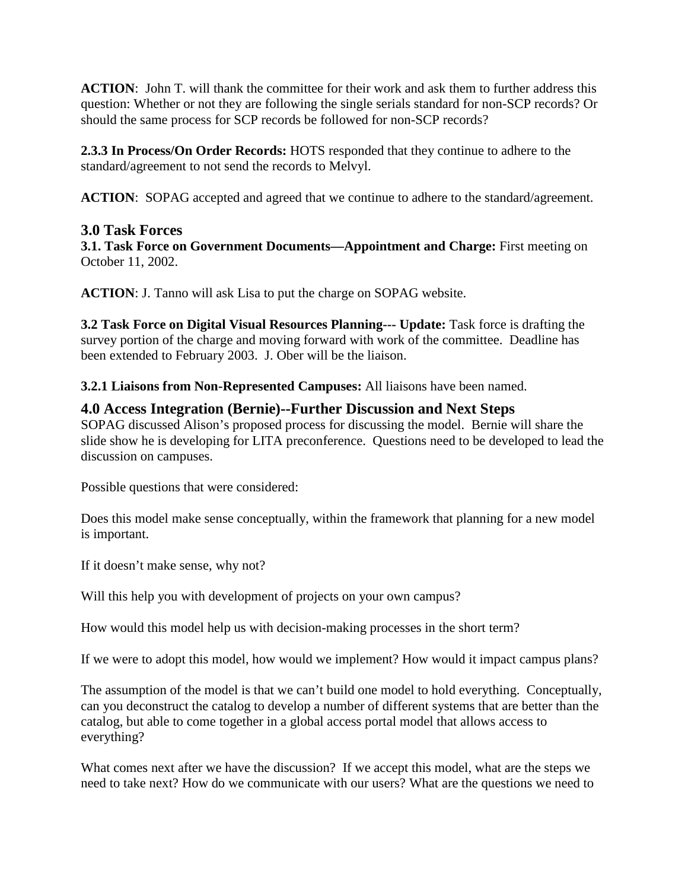**ACTION**: John T. will thank the committee for their work and ask them to further address this question: Whether or not they are following the single serials standard for non-SCP records? Or should the same process for SCP records be followed for non-SCP records?

**2.3.3 In Process/On Order Records:** HOTS responded that they continue to adhere to the standard/agreement to not send the records to Melvyl.

**ACTION**: SOPAG accepted and agreed that we continue to adhere to the standard/agreement.

## 3.0 Task Forces

**3.1. Task Force on Government Documents—Appointment and Charge:** First meeting on October 11, 2002.

**ACTION**: J. Tanno will ask Lisa to put the charge on SOPAG website.

**3.2 Task Force on Digital Visual Resources Planning--- Update:** Task force is drafting the survey portion of the charge and moving forward with work of the committee. Deadline has been extended to February 2003. J. Ober will be the liaison.

**3.2.1 Liaisons from Non-Represented Campuses:** All liaisons have been named.

## 4.0 Access Integration (Bernie)--Further Discussion and Next Steps

SOPAG discussed Alison's proposed process for discussing the model. Bernie will share the slide show he is developing for LITA preconference. Questions need to be developed to lead the discussion on campuses.

Possible questions that were considered:

Does this model make sense conceptually, within the framework that planning for a new model is important.

If it doesn't make sense, why not?

Will this help you with development of projects on your own campus?

How would this model help us with decision-making processes in the short term?

If we were to adopt this model, how would we implement? How would it impact campus plans?

The assumption of the model is that we can't build one model to hold everything. Conceptually, can you deconstruct the catalog to develop a number of different systems that are better than the catalog, but able to come together in a global access portal model that allows access to everything?

What comes next after we have the discussion? If we accept this model, what are the steps we need to take next? How do we communicate with our users? What are the questions we need to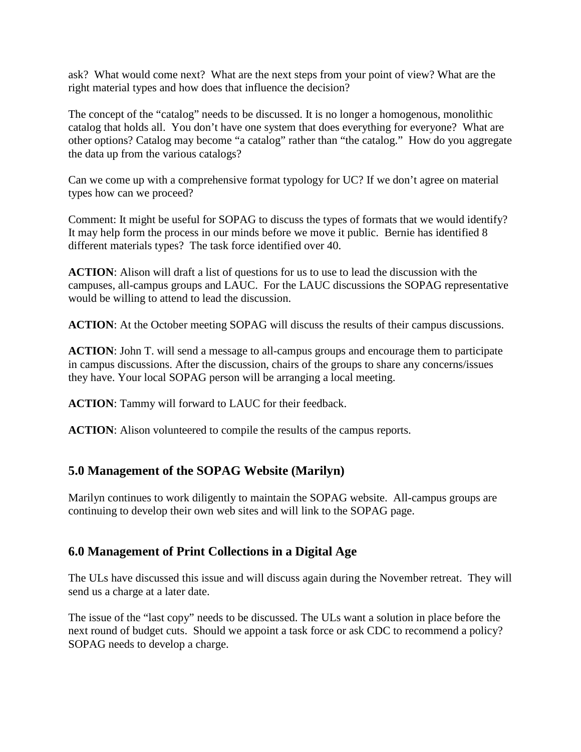ask? What would come next? What are the next steps from your point of view? What are the right material types and how does that influence the decision?

The concept of the "catalog" needs to be discussed. It is no longer a homogenous, monolithic catalog that holds all. You don't have one system that does everything for everyone? What are other options? Catalog may become "a catalog" rather than "the catalog." How do you aggregate the data up from the various catalogs?

Can we come up with a comprehensive format typology for UC? If we don't agree on material types how can we proceed?

Comment: It might be useful for SOPAG to discuss the types of formats that we would identify? It may help form the process in our minds before we move it public. Bernie has identified 8 different materials types? The task force identified over 40.

**ACTION**: Alison will draft a list of questions for us to use to lead the discussion with the campuses, all-campus groups and LAUC. For the LAUC discussions the SOPAG representative would be willing to attend to lead the discussion.

**ACTION**: At the October meeting SOPAG will discuss the results of their campus discussions.

**ACTION**: John T. will send a message to all-campus groups and encourage them to participate in campus discussions. After the discussion, chairs of the groups to share any concerns/issues they have. Your local SOPAG person will be arranging a local meeting.

**ACTION**: Tammy will forward to LAUC for their feedback.

**ACTION**: Alison volunteered to compile the results of the campus reports.

## 5.0 Management of the SOPAG Website (Marilyn)

Marilyn continues to work diligently to maintain the SOPAG website. All-campus groups are continuing to develop their own web sites and will link to the SOPAG page.

## 6.0 Management of Print Collections in a Digital Age

The ULs have discussed this issue and will discuss again during the November retreat. They will send us a charge at a later date.

The issue of the "last copy" needs to be discussed. The ULs want a solution in place before the next round of budget cuts. Should we appoint a task force or ask CDC to recommend a policy? SOPAG needs to develop a charge.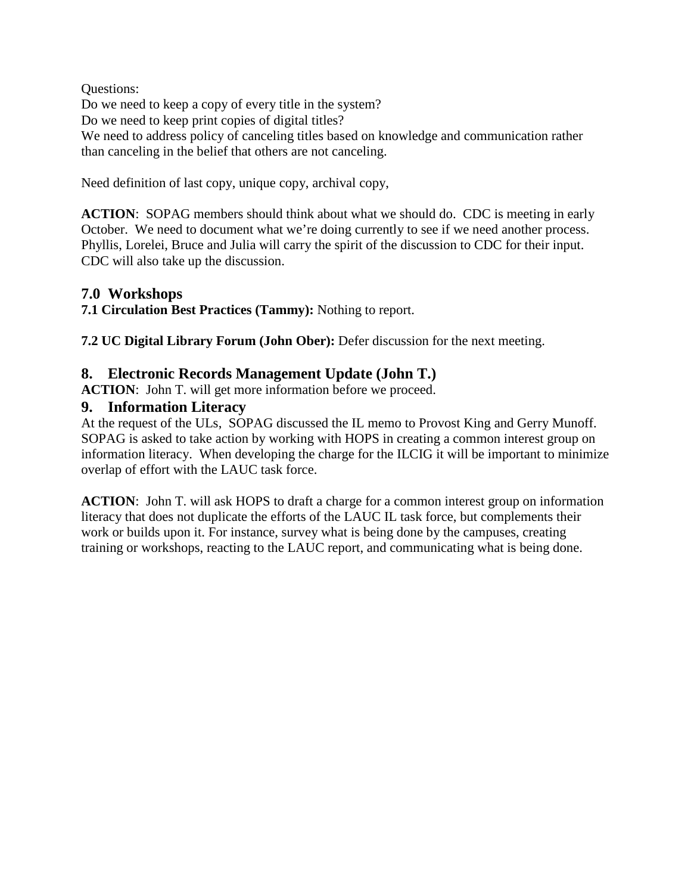Questions:

Do we need to keep a copy of every title in the system?

Do we need to keep print copies of digital titles?

We need to address policy of canceling titles based on knowledge and communication rather than canceling in the belief that others are not canceling.

Need definition of last copy, unique copy, archival copy,

**ACTION**: SOPAG members should think about what we should do. CDC is meeting in early October. We need to document what we're doing currently to see if we need another process. Phyllis, Lorelei, Bruce and Julia will carry the spirit of the discussion to CDC for their input. CDC will also take up the discussion.

## 7.0 Workshops

**7.1 Circulation Best Practices (Tammy):** Nothing to report.

**7.2 UC Digital Library Forum (John Ober):** Defer discussion for the next meeting.

## 8. Electronic Records Management Update (John T.)

**ACTION**: John T. will get more information before we proceed.

## 9. Information Literacy

At the request of the ULs, SOPAG discussed the IL memo to Provost King and Gerry Munoff. SOPAG is asked to take action by working with HOPS in creating a common interest group on information literacy. When developing the charge for the ILCIG it will be important to minimize overlap of effort with the LAUC task force.

**ACTION**: John T. will ask HOPS to draft a charge for a common interest group on information literacy that does not duplicate the efforts of the LAUC IL task force, but complements their work or builds upon it. For instance, survey what is being done by the campuses, creating training or workshops, reacting to the LAUC report, and communicating what is being done.